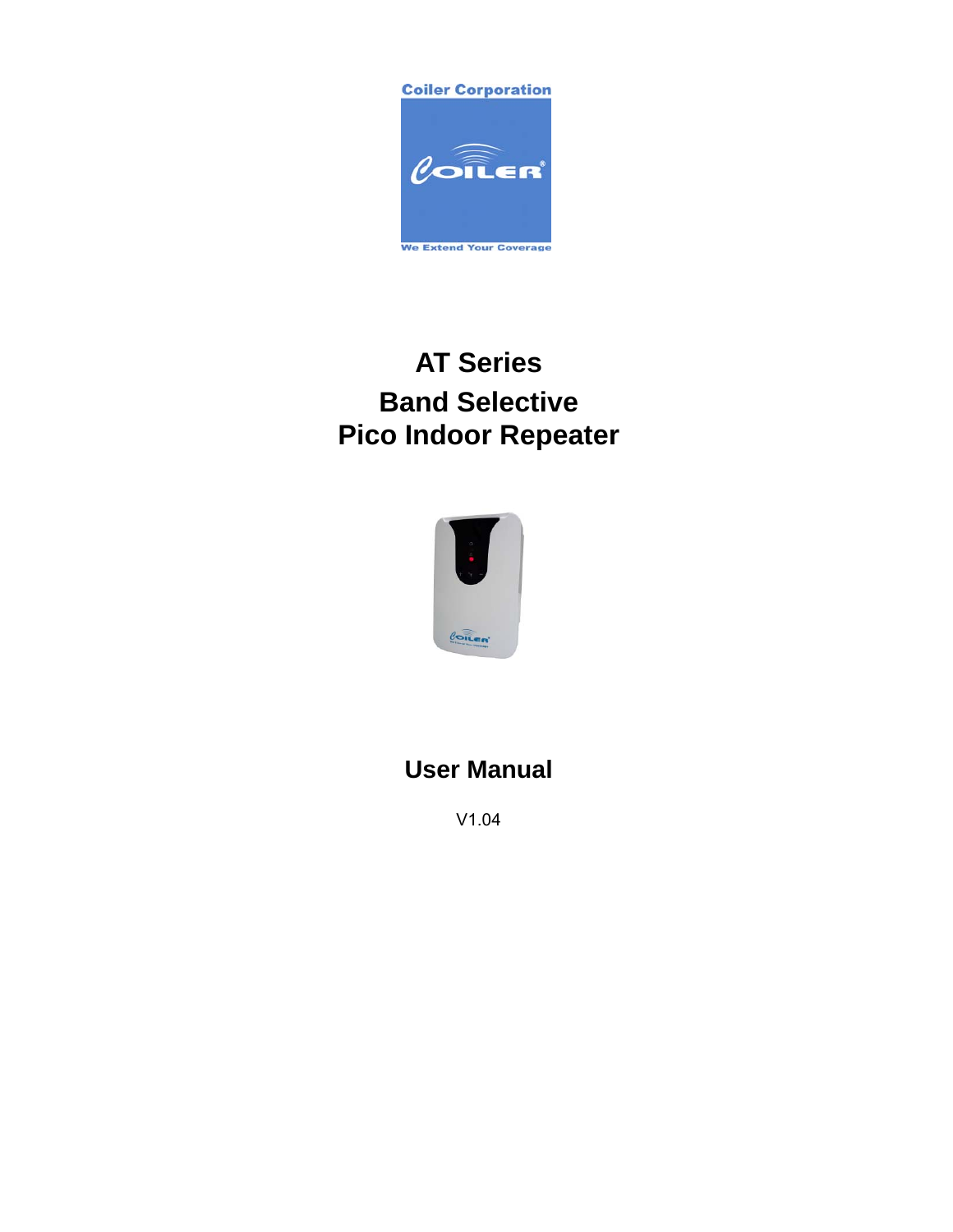Coiler Corporation

We Extend Your Coverage

# AT Series

# Band Selective
# Pico Indoor Repeater

## User Manual

V1.04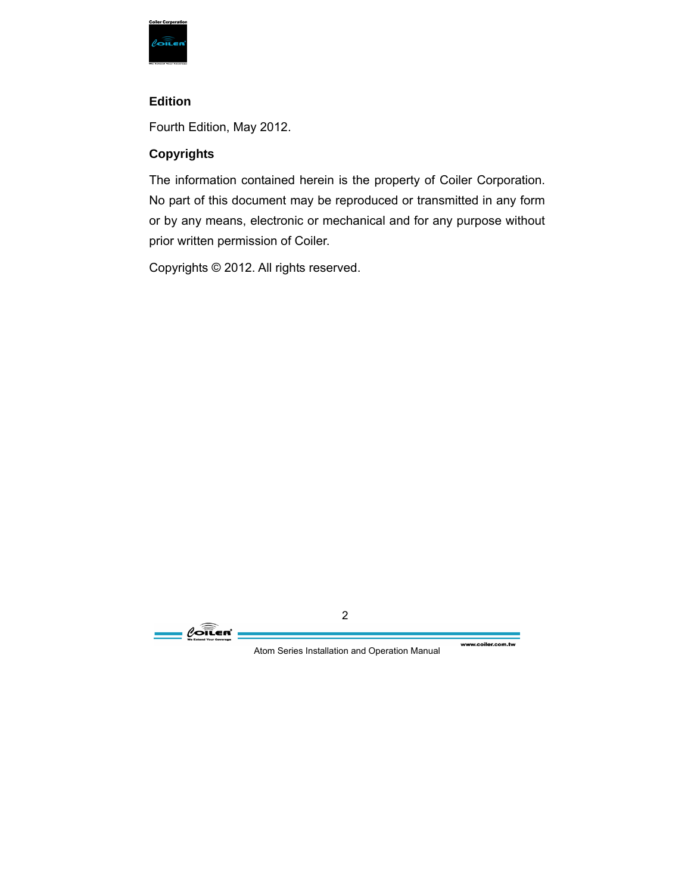## Edition

Fourth Edition, May 2012.

## Copyrights

The information contained herein is the property of Coiler Corporation. No part of this document may be reproduced or transmitted in any form or by any means, electronic or mechanical and for any purpose without prior written permission of Coiler.

Copyrights © 2012. All rights reserved.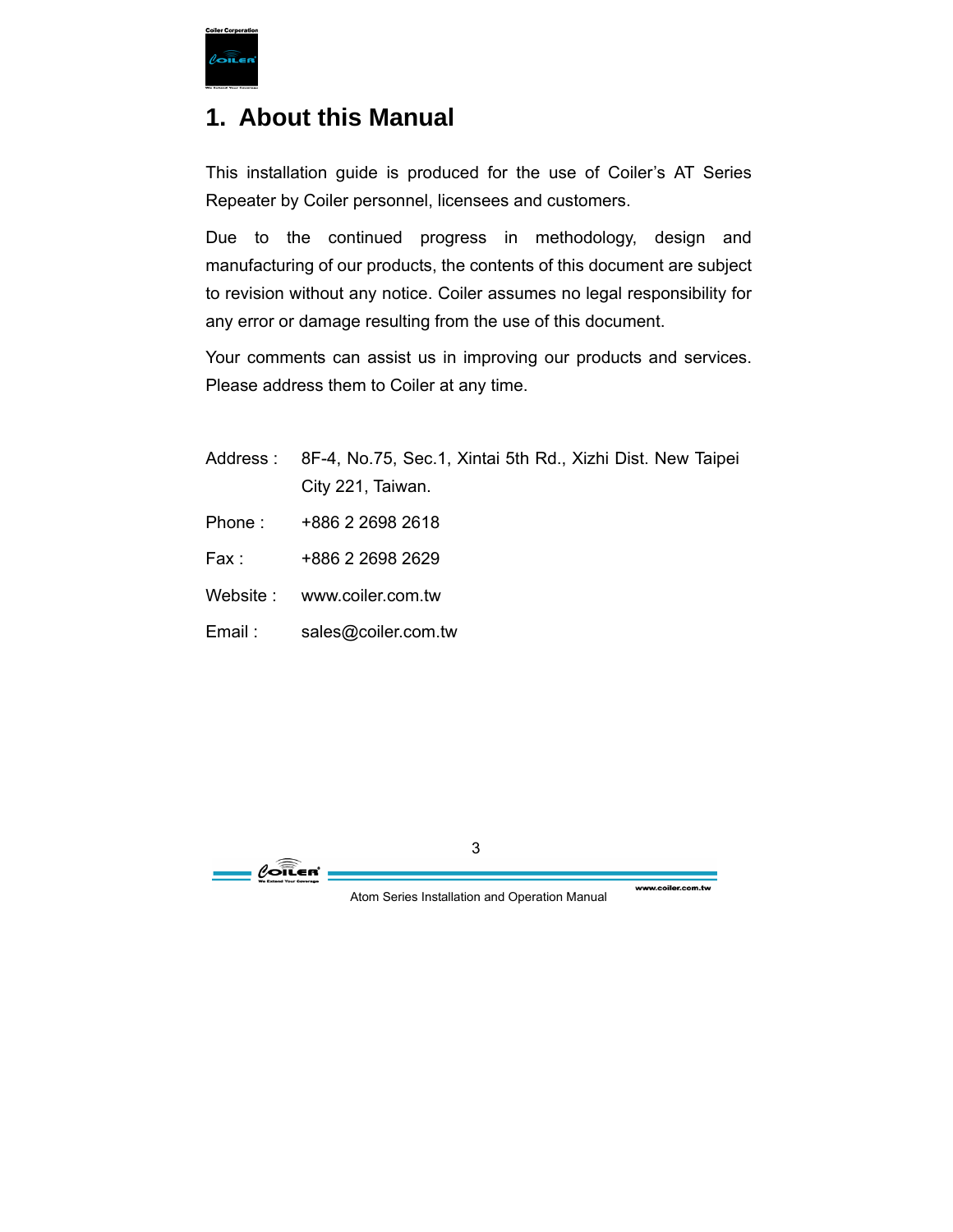# 1. About this Manual

This installation guide is produced for the use of Coiler's AT Series Repeater by Coiler personnel, licensees and customers.

Due to the continued progress in methodology, design and manufacturing of our products, the contents of this document are subject to revision without any notice. Coiler assumes no legal responsibility for any error or damage resulting from the use of this document.

Your comments can assist us in improving our products and services. Please address them to Coiler at any time.

| | |
|---|---|
| Address : | 8F-4, No.75, Sec.1, Xintai 5th Rd., Xizhi Dist. New Taipei City 221, Taiwan. |
| Phone : | +886 2 2698 2618 |
| Fax : | +886 2 2698 2629 |
| Website : | www.coiler.com.tw |
| Email : | sales@coiler.com.tw |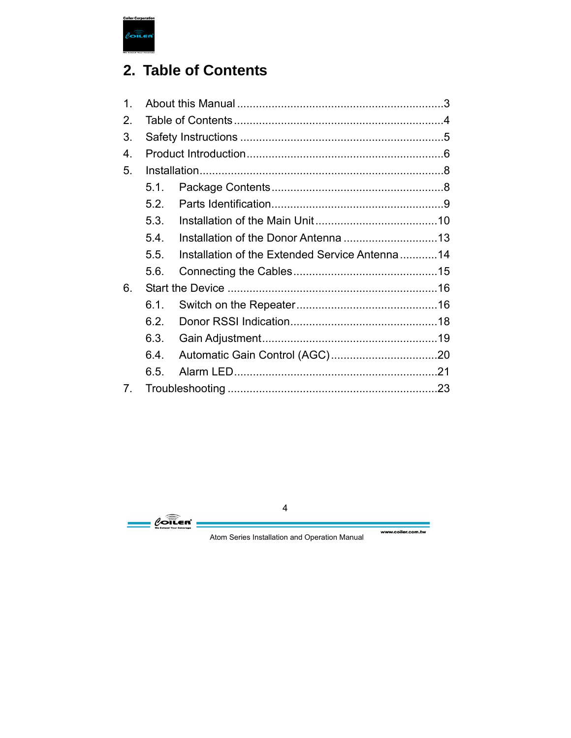## 2. Table of Contents

1. About this Manual ....................................................................3
2. Table of Contents ....................................................................4
3. Safety Instructions ..................................................................5
4. Product Introduction .................................................................6
5. Installation ...........................................................................8
   - 5.1. Package Contents ......................................................8
   - 5.2. Parts Identification .....................................................9
   - 5.3. Installation of the Main Unit ........................................10
   - 5.4. Installation of the Donor Antenna ..................................13
   - 5.5. Installation of the Extended Service Antenna ...................14
   - 5.6. Connecting the Cables ...............................................15
6. Start the Device .....................................................................16
   - 6.1. Switch on the Repeater ...............................................16
   - 6.2. Donor RSSI Indication ................................................18
   - 6.3. Gain Adjustment ........................................................19
   - 6.4. Automatic Gain Control (AGC) ......................................20
   - 6.5. Alarm LED ...............................................................21
7. Troubleshooting .....................................................................23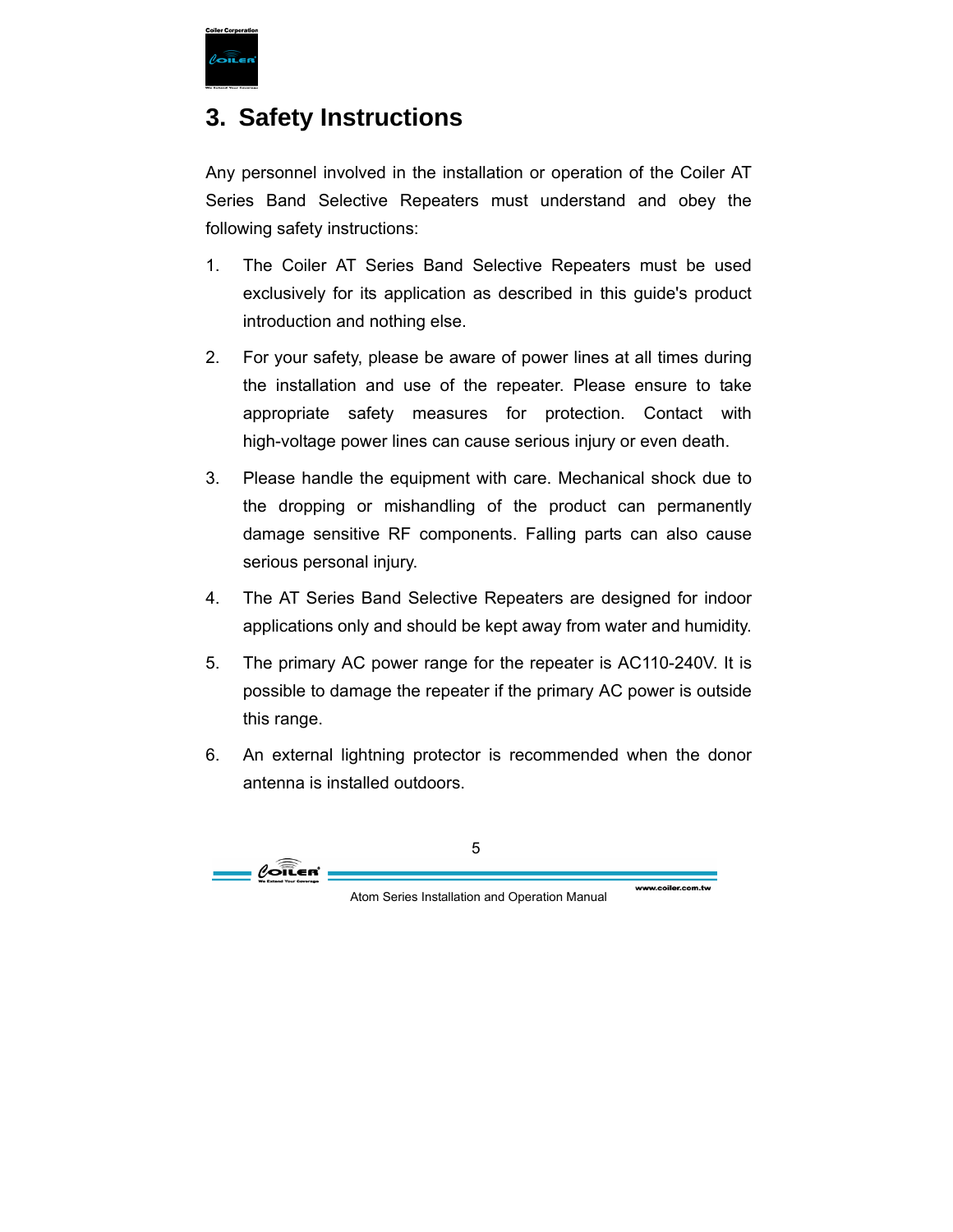# 3. Safety Instructions

Any personnel involved in the installation or operation of the Coiler AT Series Band Selective Repeaters must understand and obey the following safety instructions:

1. The Coiler AT Series Band Selective Repeaters must be used exclusively for its application as described in this guide's product introduction and nothing else.
2. For your safety, please be aware of power lines at all times during the installation and use of the repeater. Please ensure to take appropriate safety measures for protection. Contact with high-voltage power lines can cause serious injury or even death.
3. Please handle the equipment with care. Mechanical shock due to the dropping or mishandling of the product can permanently damage sensitive RF components. Falling parts can also cause serious personal injury.
4. The AT Series Band Selective Repeaters are designed for indoor applications only and should be kept away from water and humidity.
5. The primary AC power range for the repeater is AC110-240V. It is possible to damage the repeater if the primary AC power is outside this range.
6. An external lightning protector is recommended when the donor antenna is installed outdoors.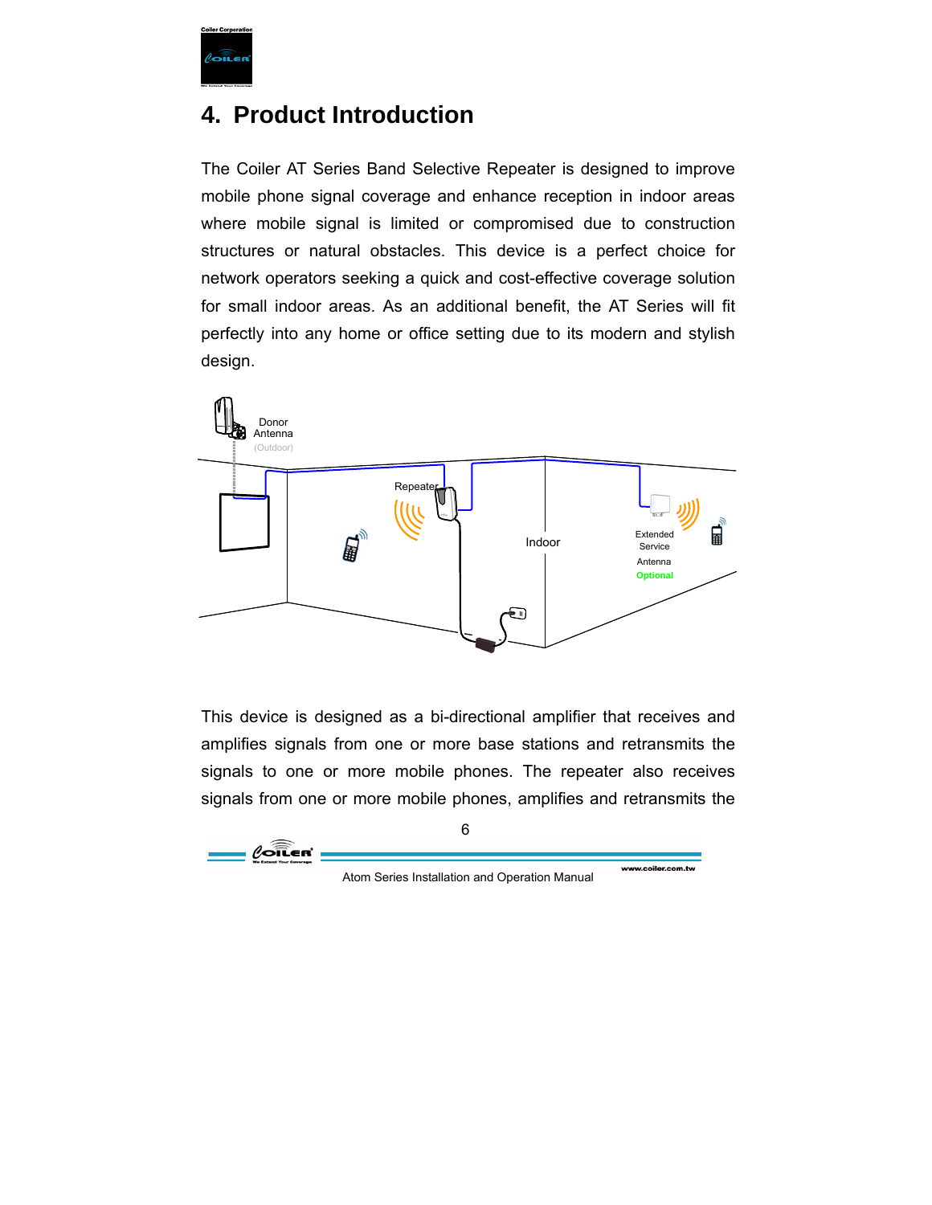# 4. Product Introduction

The Coiler AT Series Band Selective Repeater is designed to improve mobile phone signal coverage and enhance reception in indoor areas where mobile signal is limited or compromised due to construction structures or natural obstacles. This device is a perfect choice for network operators seeking a quick and cost-effective coverage solution for small indoor areas. As an additional benefit, the AT Series will fit perfectly into any home or office setting due to its modern and stylish design.

This device is designed as a bi-directional amplifier that receives and amplifies signals from one or more base stations and retransmits the signals to one or more mobile phones. The repeater also receives signals from one or more mobile phones, amplifies and retransmits the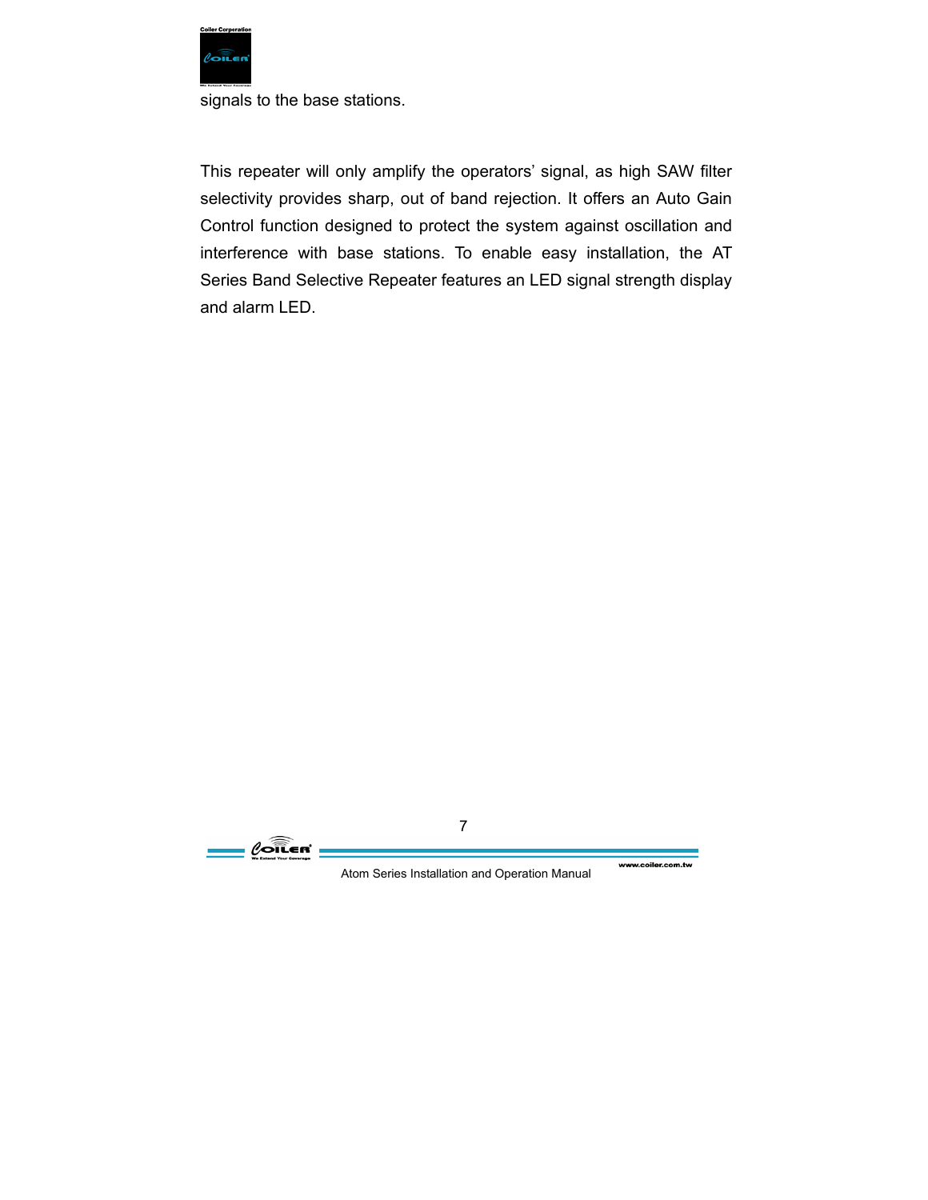signals to the base stations.

This repeater will only amplify the operators' signal, as high SAW filter selectivity provides sharp, out of band rejection. It offers an Auto Gain Control function designed to protect the system against oscillation and interference with base stations. To enable easy installation, the AT Series Band Selective Repeater features an LED signal strength display and alarm LED.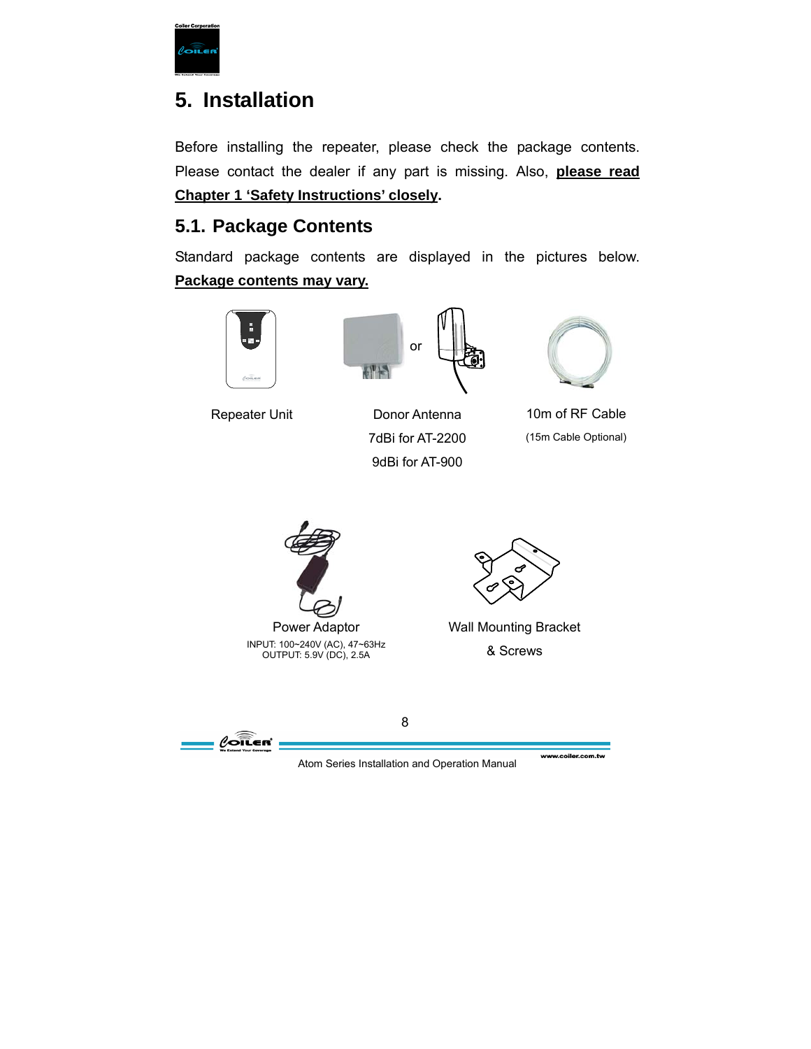# 5. Installation

Before installing the repeater, please check the package contents. Please contact the dealer if any part is missing. Also, **please read Chapter 1 'Safety Instructions' closely**.

## 5.1. Package Contents

Standard package contents are displayed in the pictures below. **Package contents may vary.**

Repeater Unit

Donor Antenna
7dBi for AT-2200
9dBi for AT-900

10m of RF Cable
(15m Cable Optional)

Power Adaptor
INPUT: 100~240V (AC), 47~63Hz
OUTPUT: 5.9V (DC), 2.5A

Wall Mounting Bracket
& Screws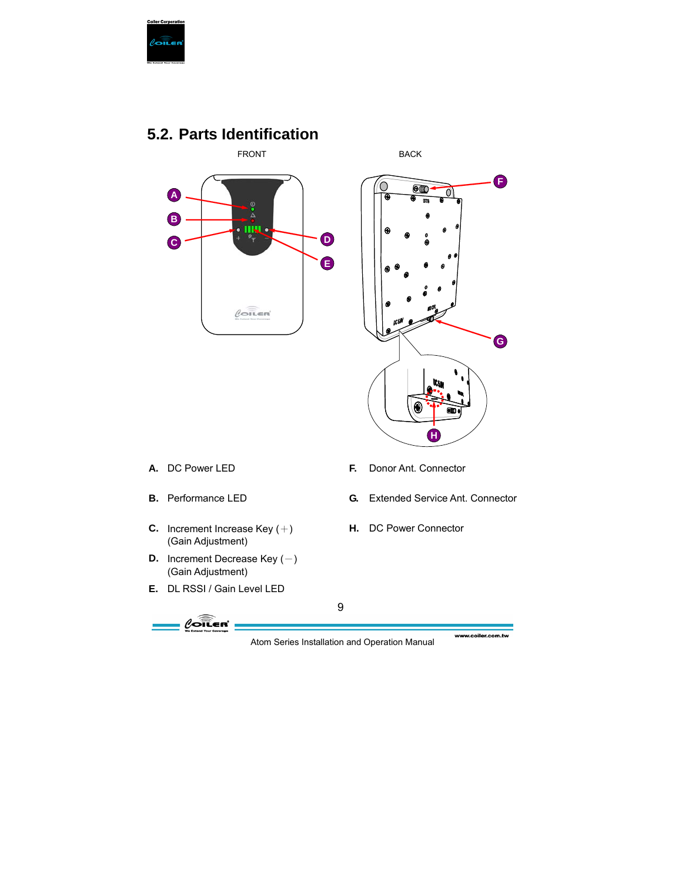## 5.2. Parts Identification

FRONT

BACK

A. DC Power LED

B. Performance LED

C. Increment Increase Key (+)
   (Gain Adjustment)

D. Increment Decrease Key (−)
   (Gain Adjustment)

E. DL RSSI / Gain Level LED

F. Donor Ant. Connector

G. Extended Service Ant. Connector

H. DC Power Connector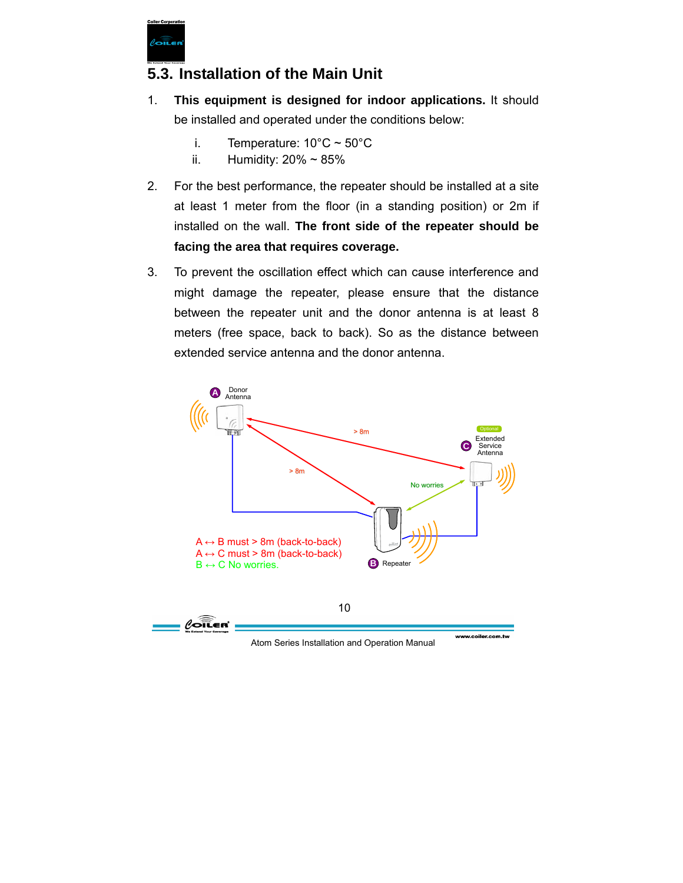## 5.3. Installation of the Main Unit

1. **This equipment is designed for indoor applications.** It should be installed and operated under the conditions below:

   i. Temperature: 10°C ~ 50°C
   ii. Humidity: 20% ~ 85%

2. For the best performance, the repeater should be installed at a site at least 1 meter from the floor (in a standing position) or 2m if installed on the wall. **The front side of the repeater should be facing the area that requires coverage.**

3. To prevent the oscillation effect which can cause interference and might damage the repeater, please ensure that the distance between the repeater unit and the donor antenna is at least 8 meters (free space, back to back). So as the distance between extended service antenna and the donor antenna.

A Donor Antenna

B Repeater

C Extended Service Antenna (Optional)

> 8m

> 8m

No worries

A ↔ B must > 8m (back-to-back)
A ↔ C must > 8m (back-to-back)
B ↔ C No worries.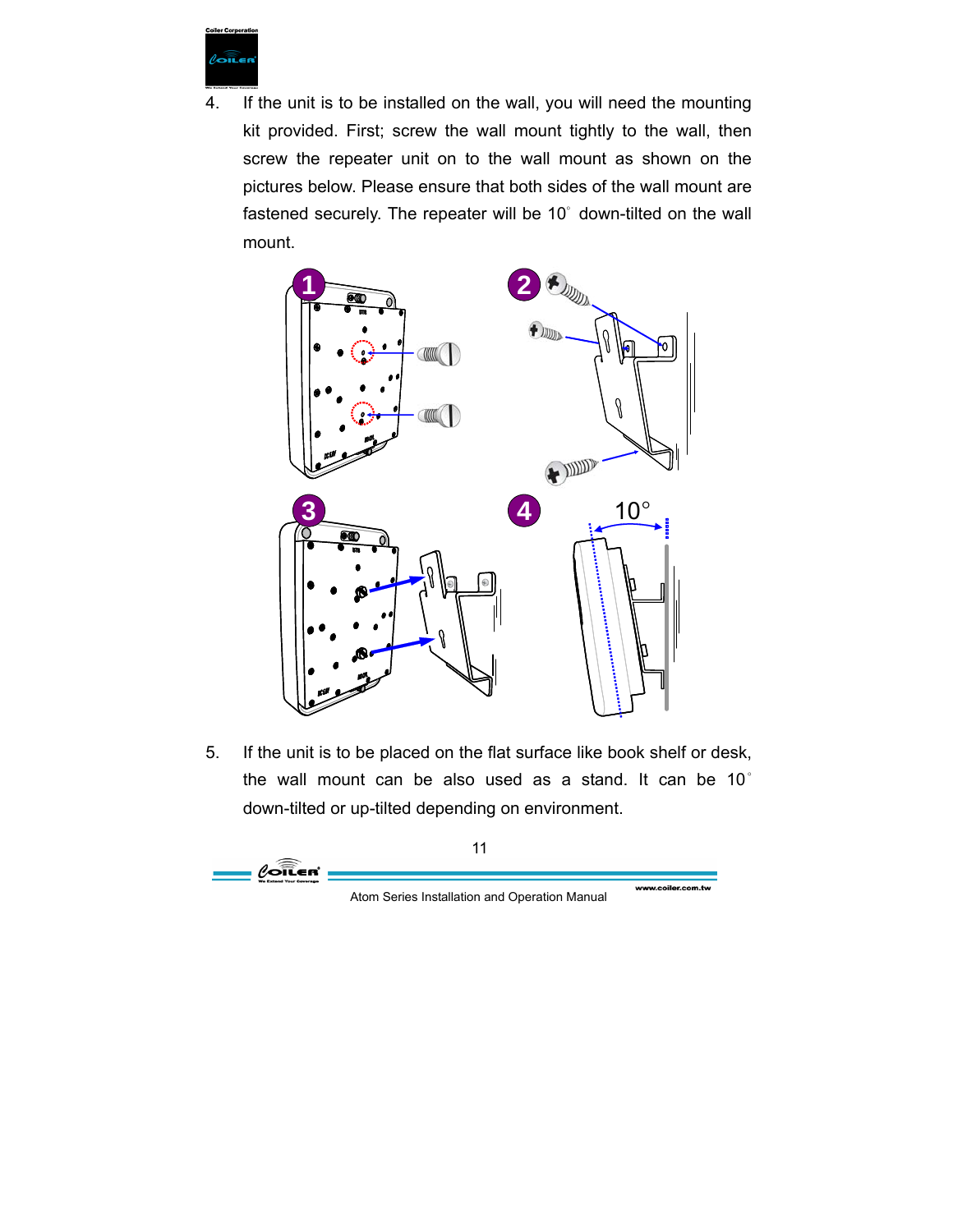4. If the unit is to be installed on the wall, you will need the mounting kit provided. First; screw the wall mount tightly to the wall, then screw the repeater unit on to the wall mount as shown on the pictures below. Please ensure that both sides of the wall mount are fastened securely. The repeater will be 10° down-tilted on the wall mount.

5. If the unit is to be placed on the flat surface like book shelf or desk, the wall mount can be also used as a stand. It can be 10° down-tilted or up-tilted depending on environment.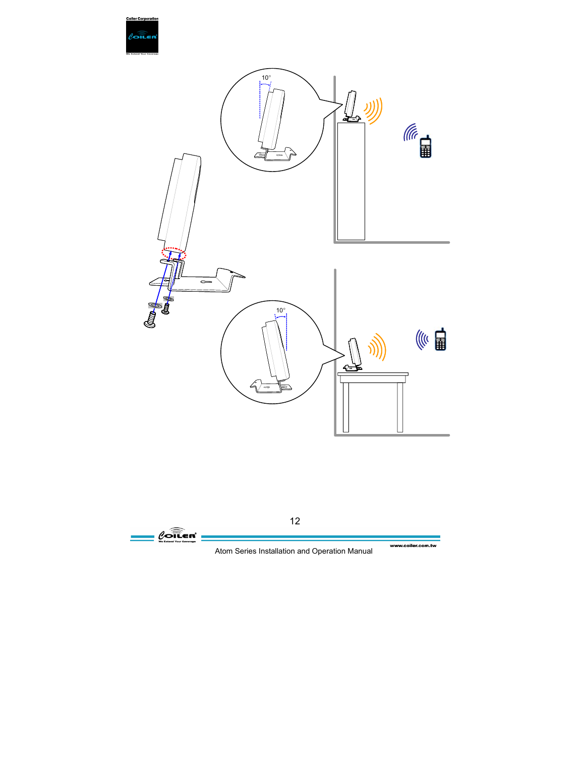10°

10°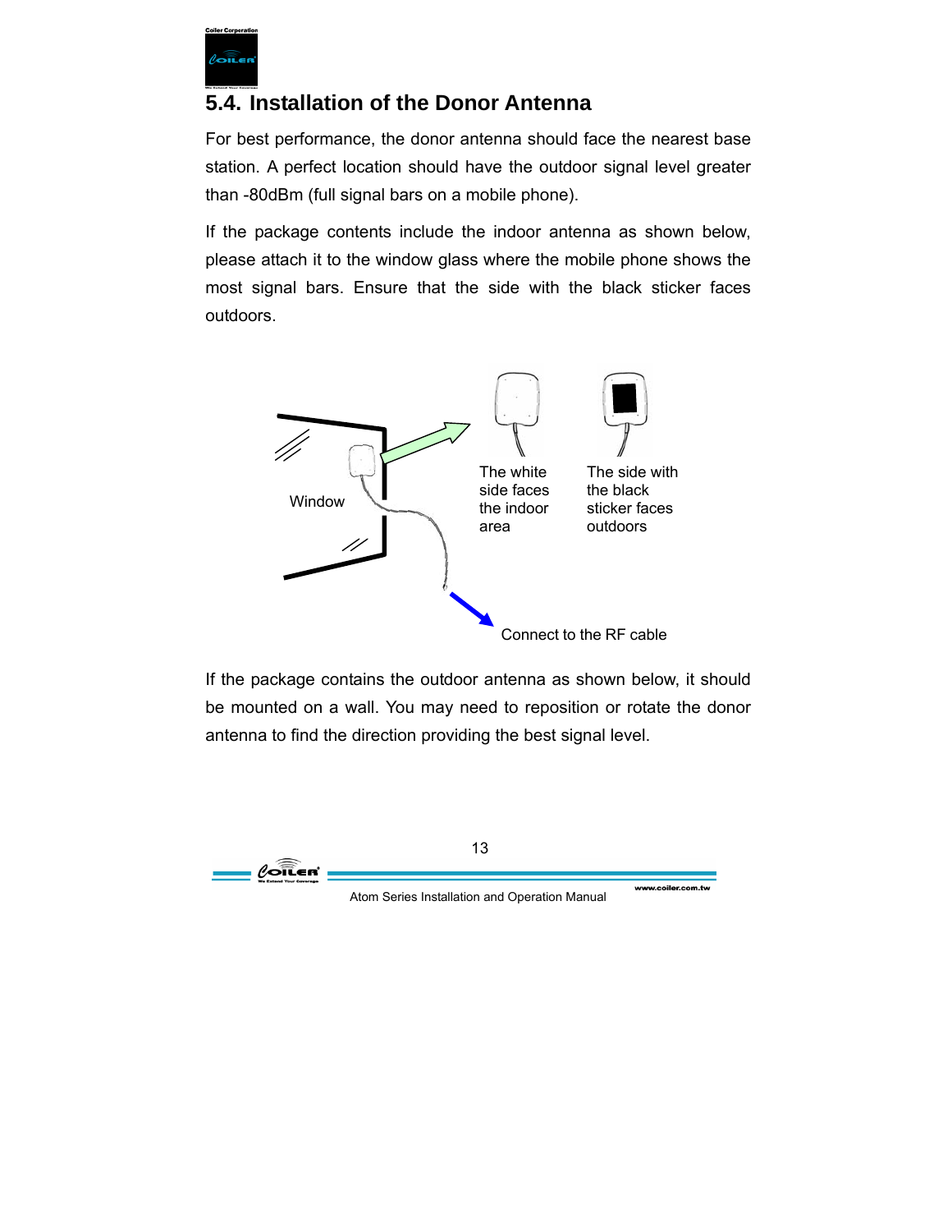## 5.4. Installation of the Donor Antenna

For best performance, the donor antenna should face the nearest base station. A perfect location should have the outdoor signal level greater than -80dBm (full signal bars on a mobile phone).

If the package contents include the indoor antenna as shown below, please attach it to the window glass where the mobile phone shows the most signal bars. Ensure that the side with the black sticker faces outdoors.

Window

The white side faces the indoor area

The side with the black sticker faces outdoors

Connect to the RF cable

If the package contains the outdoor antenna as shown below, it should be mounted on a wall. You may need to reposition or rotate the donor antenna to find the direction providing the best signal level.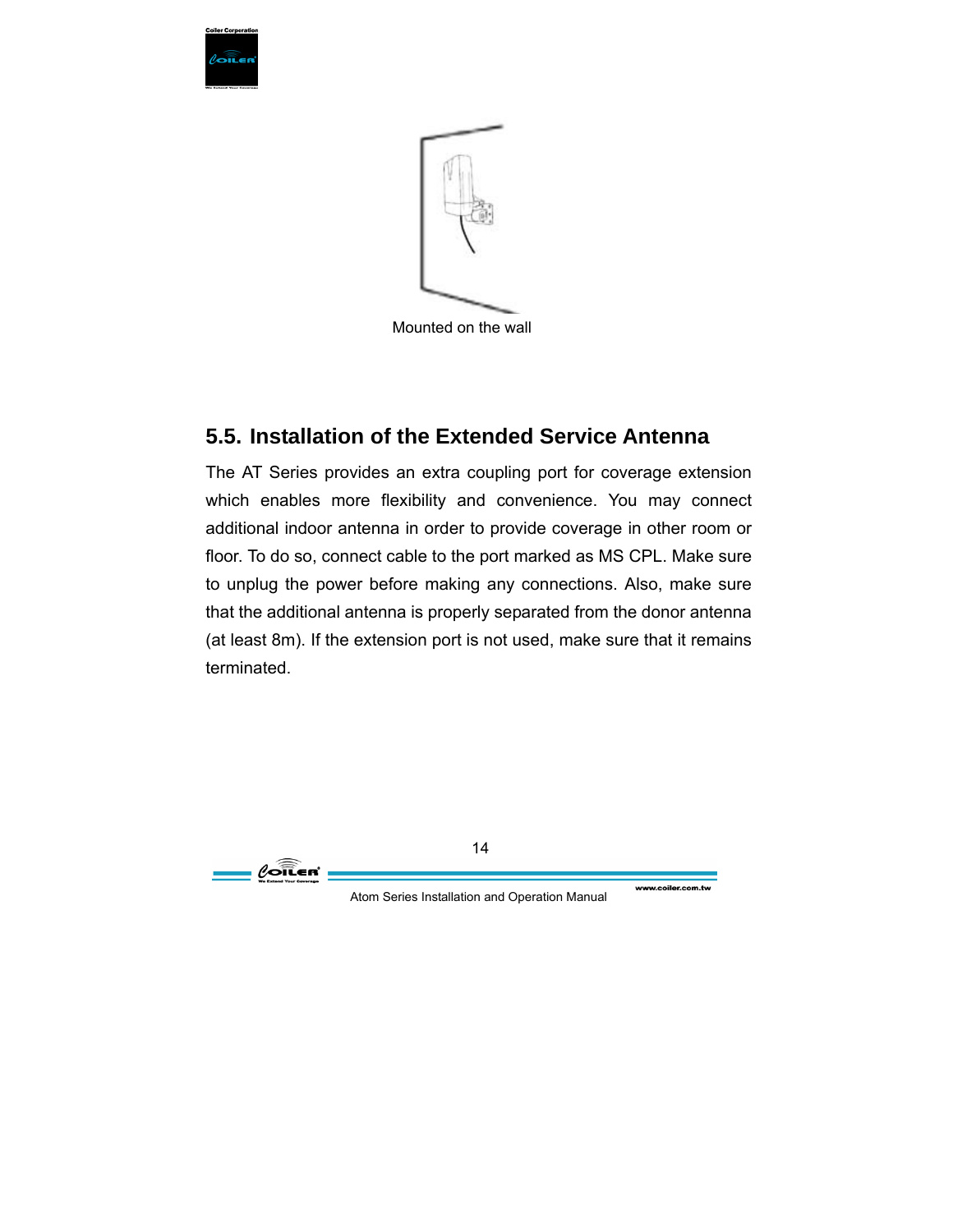Mounted on the wall

## 5.5. Installation of the Extended Service Antenna

The AT Series provides an extra coupling port for coverage extension which enables more flexibility and convenience. You may connect additional indoor antenna in order to provide coverage in other room or floor. To do so, connect cable to the port marked as MS CPL. Make sure to unplug the power before making any connections. Also, make sure that the additional antenna is properly separated from the donor antenna (at least 8m). If the extension port is not used, make sure that it remains terminated.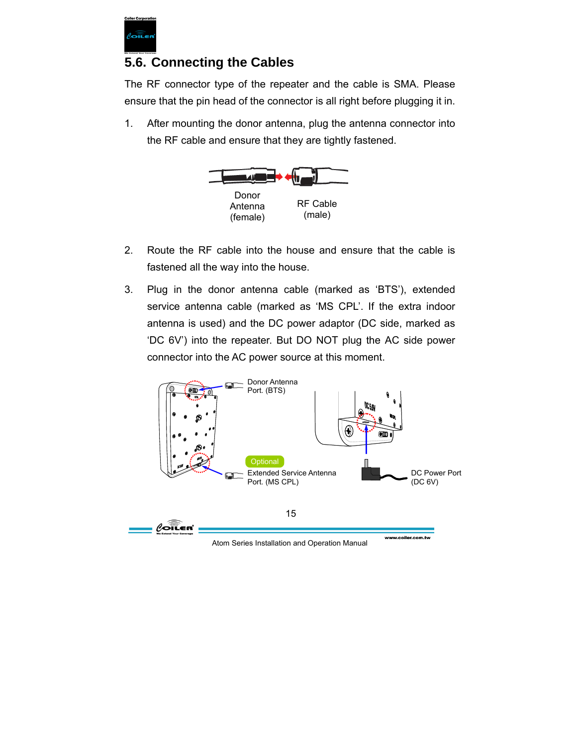## 5.6. Connecting the Cables

The RF connector type of the repeater and the cable is SMA. Please ensure that the pin head of the connector is all right before plugging it in.

1. After mounting the donor antenna, plug the antenna connector into the RF cable and ensure that they are tightly fastened.

Donor Antenna (female)

RF Cable (male)

2. Route the RF cable into the house and ensure that the cable is fastened all the way into the house.

3. Plug in the donor antenna cable (marked as 'BTS'), extended service antenna cable (marked as 'MS CPL'. If the extra indoor antenna is used) and the DC power adaptor (DC side, marked as 'DC 6V') into the repeater. But DO NOT plug the AC side power connector into the AC power source at this moment.

Donor Antenna Port. (BTS)

Optional

Extended Service Antenna Port. (MS CPL)

DC Power Port (DC 6V)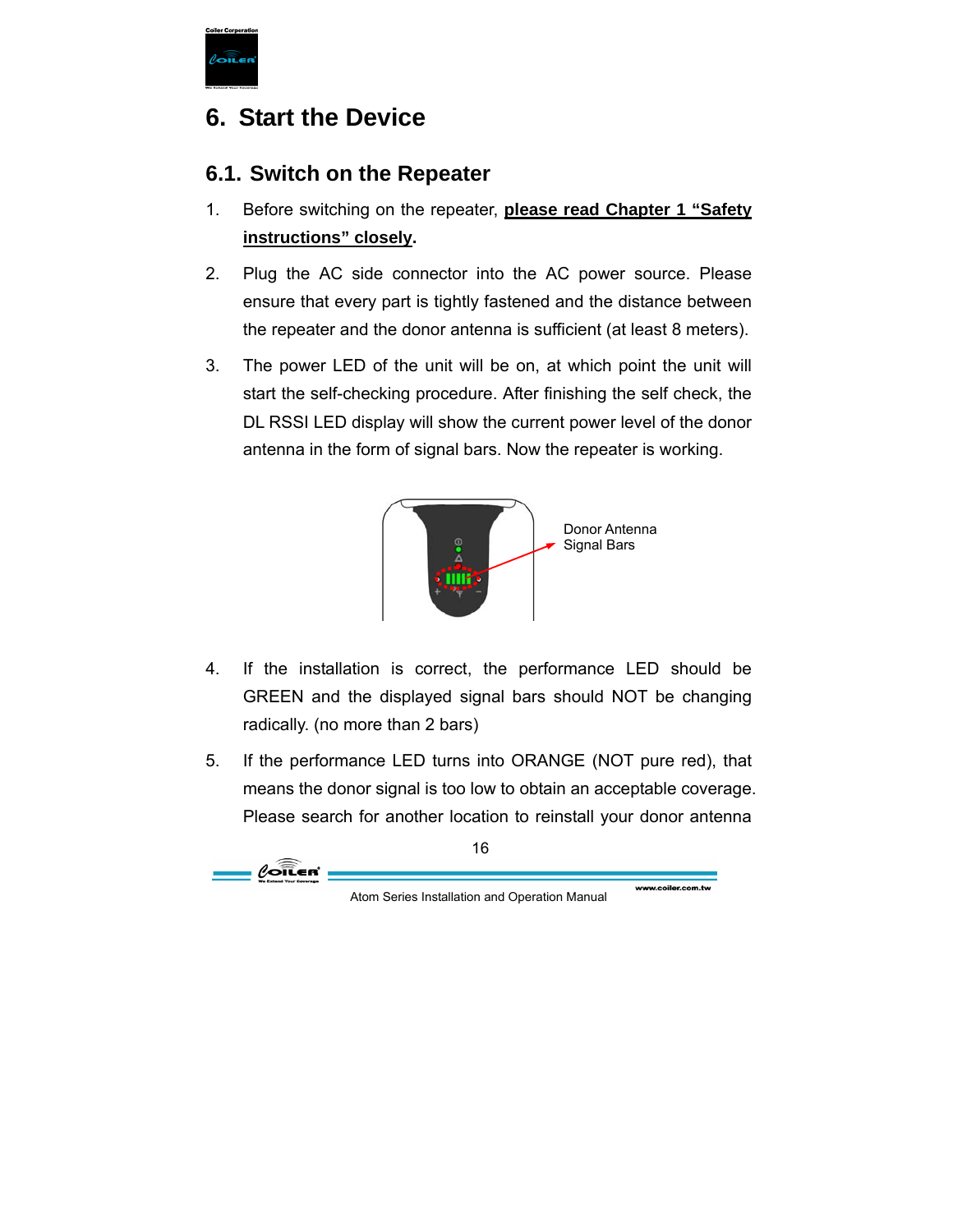# 6. Start the Device

## 6.1. Switch on the Repeater

1. Before switching on the repeater, **please read Chapter 1 "Safety instructions" closely**.
2. Plug the AC side connector into the AC power source. Please ensure that every part is tightly fastened and the distance between the repeater and the donor antenna is sufficient (at least 8 meters).
3. The power LED of the unit will be on, at which point the unit will start the self-checking procedure. After finishing the self check, the DL RSSI LED display will show the current power level of the donor antenna in the form of signal bars. Now the repeater is working.

Donor Antenna Signal Bars

4. If the installation is correct, the performance LED should be GREEN and the displayed signal bars should NOT be changing radically. (no more than 2 bars)
5. If the performance LED turns into ORANGE (NOT pure red), that means the donor signal is too low to obtain an acceptable coverage. Please search for another location to reinstall your donor antenna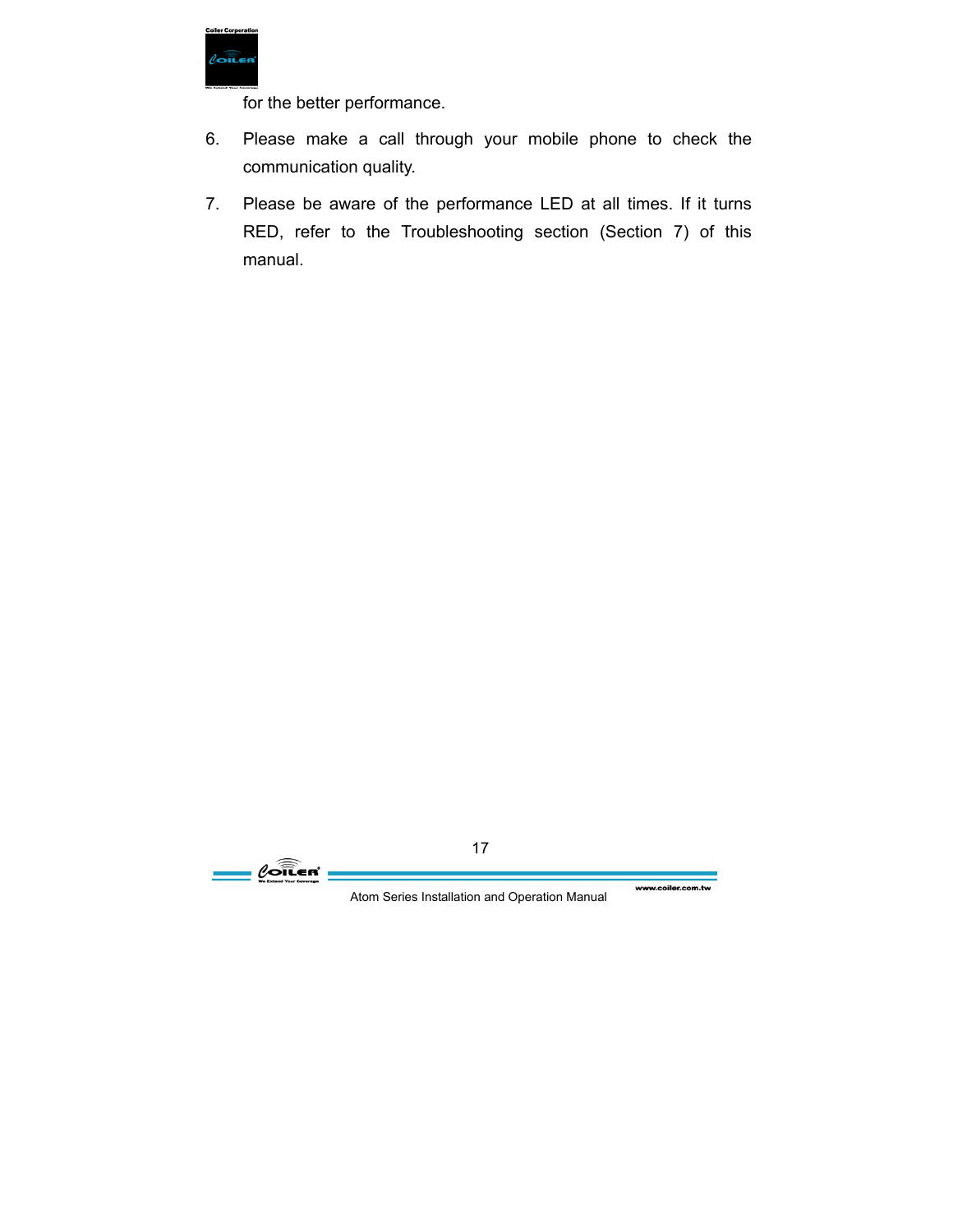for the better performance.

6. Please make a call through your mobile phone to check the communication quality.

7. Please be aware of the performance LED at all times. If it turns RED, refer to the Troubleshooting section (Section 7) of this manual.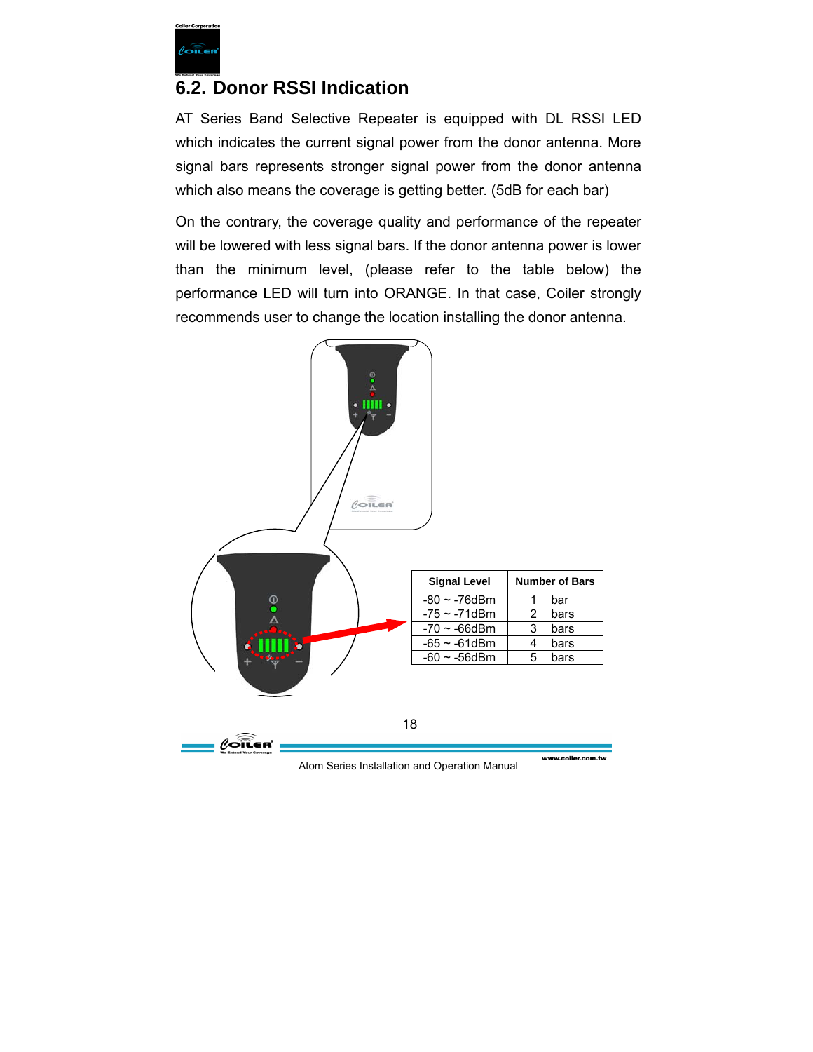## 6.2. Donor RSSI Indication

AT Series Band Selective Repeater is equipped with DL RSSI LED which indicates the current signal power from the donor antenna. More signal bars represents stronger signal power from the donor antenna which also means the coverage is getting better. (5dB for each bar)

On the contrary, the coverage quality and performance of the repeater will be lowered with less signal bars. If the donor antenna power is lower than the minimum level, (please refer to the table below) the performance LED will turn into ORANGE. In that case, Coiler strongly recommends user to change the location installing the donor antenna.

| Signal Level | Number of Bars |
|---|---|
| -80 ~ -76dBm | 1 bar |
| -75 ~ -71dBm | 2 bars |
| -70 ~ -66dBm | 3 bars |
| -65 ~ -61dBm | 4 bars |
| -60 ~ -56dBm | 5 bars |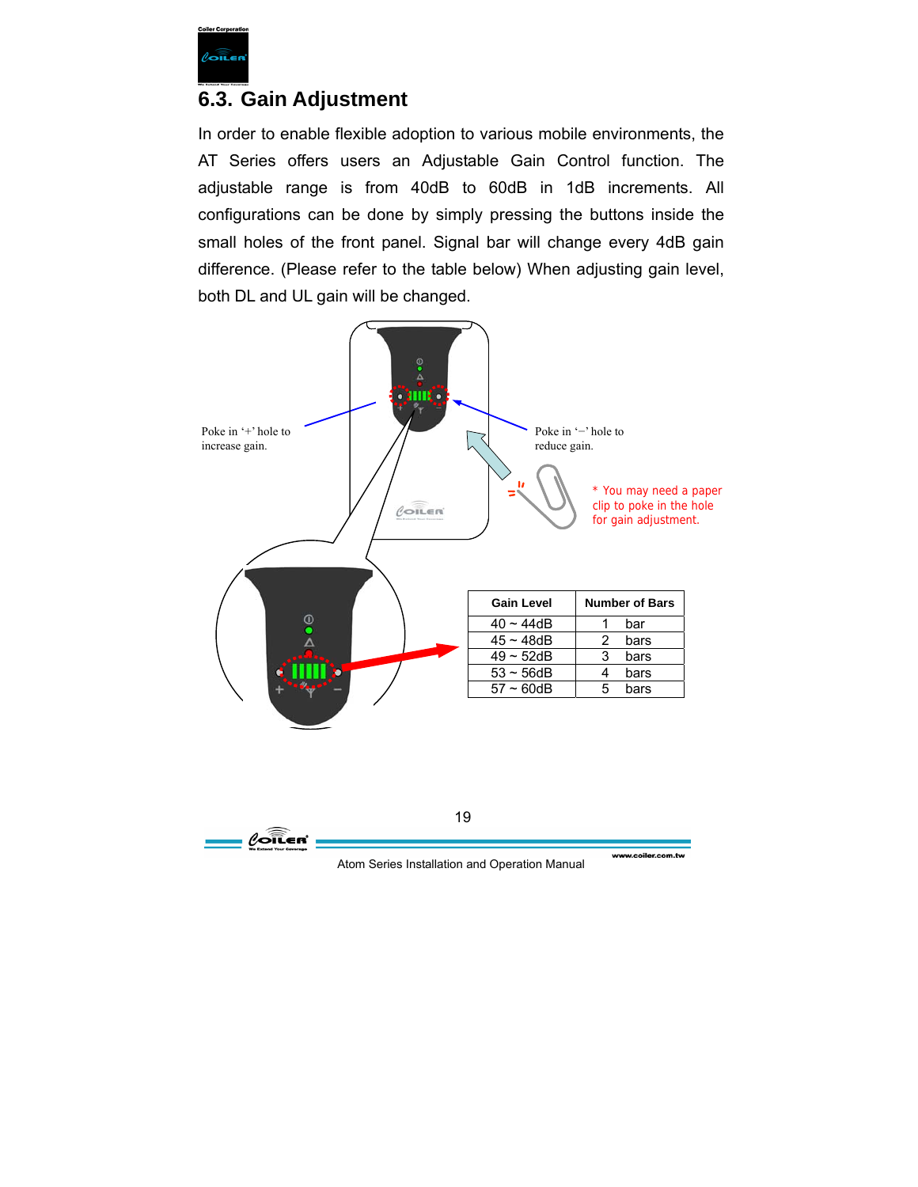## 6.3. Gain Adjustment

In order to enable flexible adoption to various mobile environments, the AT Series offers users an Adjustable Gain Control function. The adjustable range is from 40dB to 60dB in 1dB increments. All configurations can be done by simply pressing the buttons inside the small holes of the front panel. Signal bar will change every 4dB gain difference. (Please refer to the table below) When adjusting gain level, both DL and UL gain will be changed.

Poke in '+' hole to increase gain.

Poke in '–' hole to reduce gain.

* You may need a paper clip to poke in the hole for gain adjustment.

| Gain Level | Number of Bars |
|---|---|
| 40 ~ 44dB | 1 bar |
| 45 ~ 48dB | 2 bars |
| 49 ~ 52dB | 3 bars |
| 53 ~ 56dB | 4 bars |
| 57 ~ 60dB | 5 bars |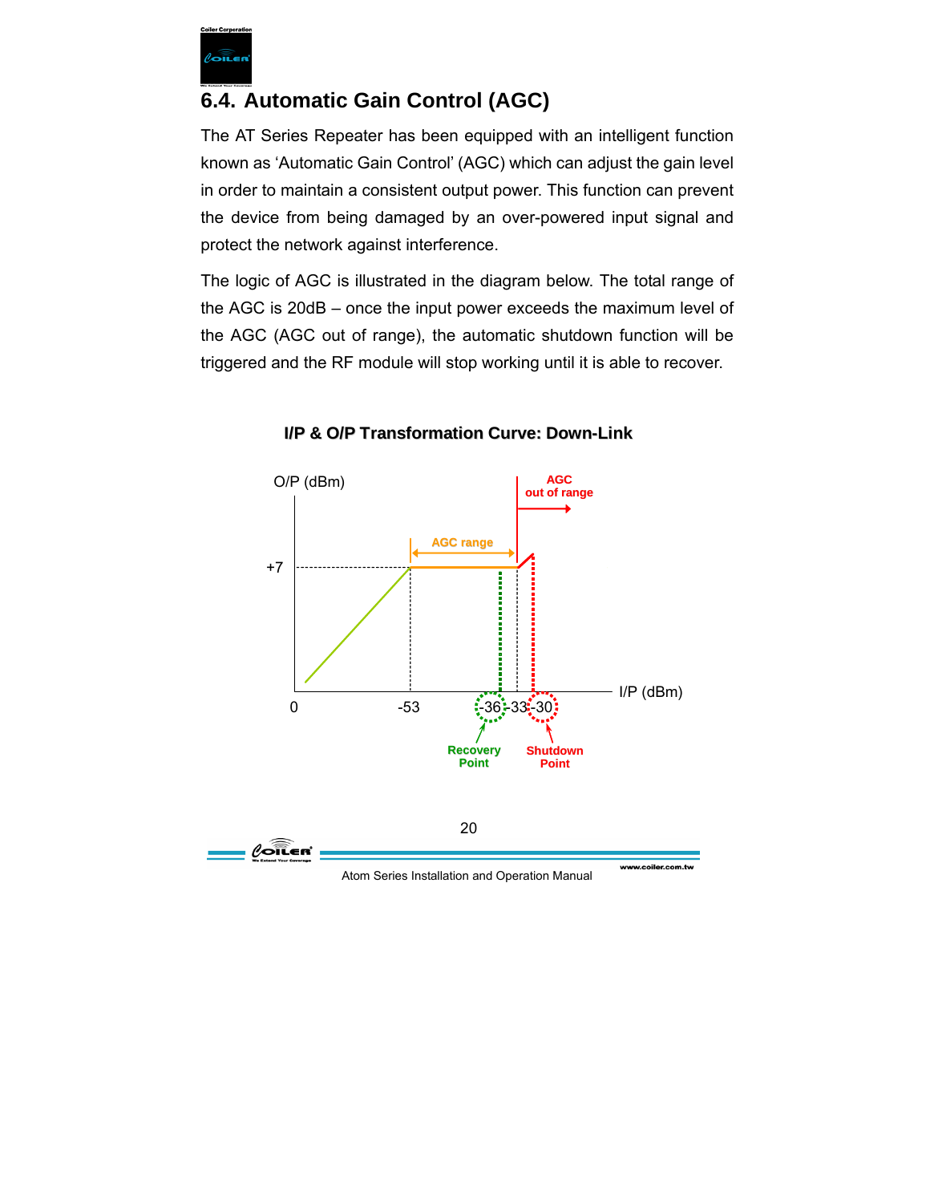## 6.4. Automatic Gain Control (AGC)

The AT Series Repeater has been equipped with an intelligent function known as 'Automatic Gain Control' (AGC) which can adjust the gain level in order to maintain a consistent output power. This function can prevent the device from being damaged by an over-powered input signal and protect the network against interference.

The logic of AGC is illustrated in the diagram below. The total range of the AGC is 20dB – once the input power exceeds the maximum level of the AGC (AGC out of range), the automatic shutdown function will be triggered and the RF module will stop working until it is able to recover.

**I/P & O/P Transformation Curve: Down-Link**

O/P (dBm)

AGC out of range

AGC range

+7

I/P (dBm)

0 -53 -36 -33 -30

Recovery Point

Shutdown Point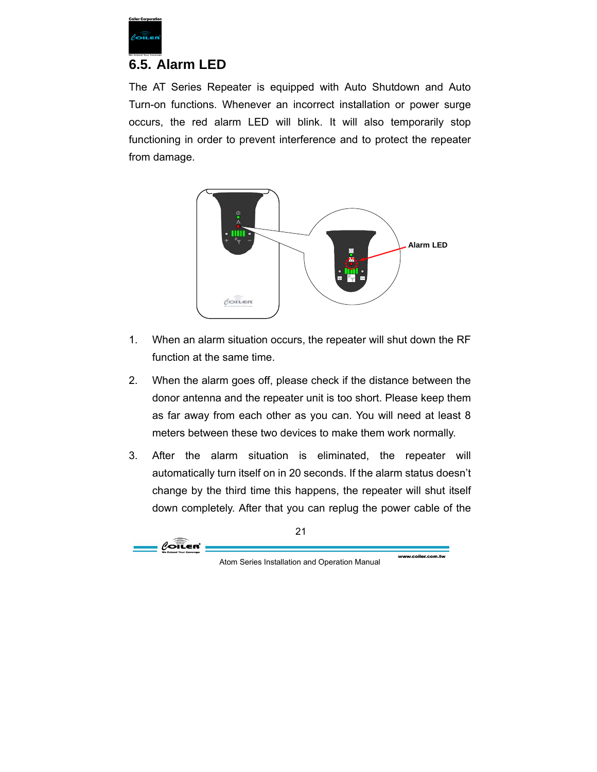## 6.5. Alarm LED

The AT Series Repeater is equipped with Auto Shutdown and Auto Turn-on functions. Whenever an incorrect installation or power surge occurs, the red alarm LED will blink. It will also temporarily stop functioning in order to prevent interference and to protect the repeater from damage.

1. When an alarm situation occurs, the repeater will shut down the RF function at the same time.
2. When the alarm goes off, please check if the distance between the donor antenna and the repeater unit is too short. Please keep them as far away from each other as you can. You will need at least 8 meters between these two devices to make them work normally.
3. After the alarm situation is eliminated, the repeater will automatically turn itself on in 20 seconds. If the alarm status doesn't change by the third time this happens, the repeater will shut itself down completely. After that you can replug the power cable of the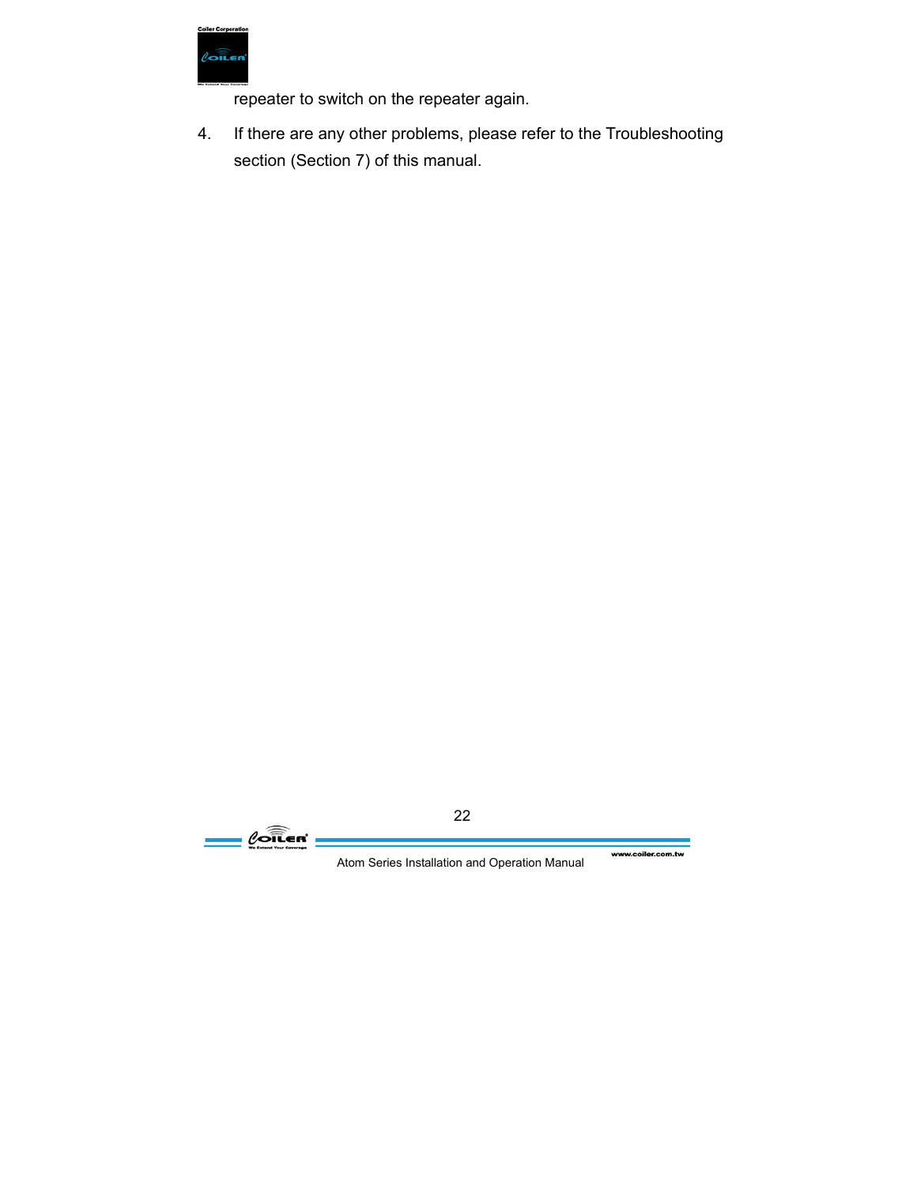repeater to switch on the repeater again.

4. If there are any other problems, please refer to the Troubleshooting section (Section 7) of this manual.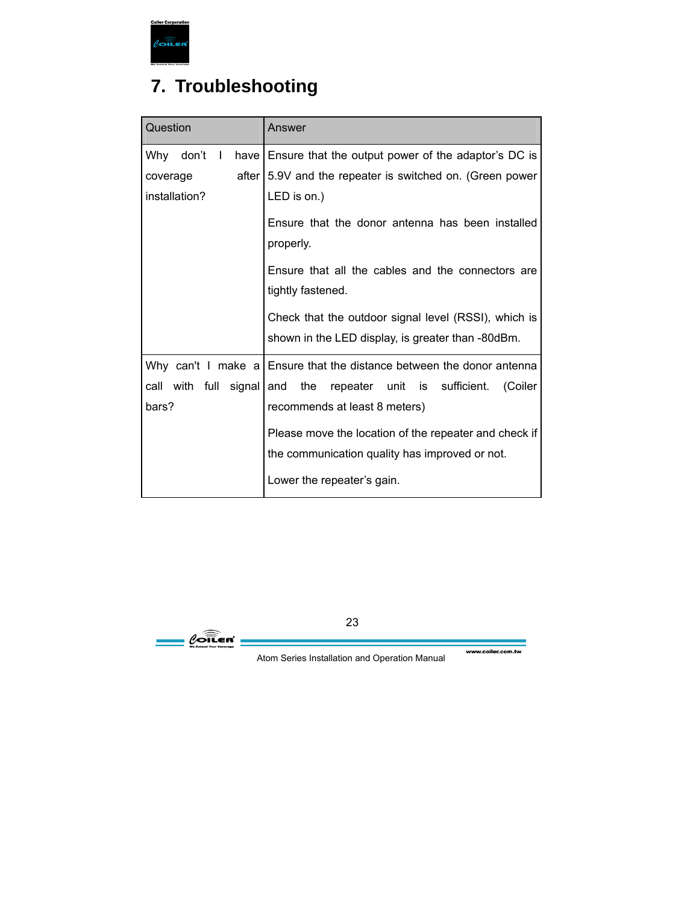# 7. Troubleshooting

| Question | Answer |
|---|---|
| Why don't I have coverage after installation? | Ensure that the output power of the adaptor's DC is 5.9V and the repeater is switched on. (Green power LED is on.)<br><br>Ensure that the donor antenna has been installed properly.<br><br>Ensure that all the cables and the connectors are tightly fastened.<br><br>Check that the outdoor signal level (RSSI), which is shown in the LED display, is greater than -80dBm. |
| Why can't I make a call with full signal bars? | Ensure that the distance between the donor antenna and the repeater unit is sufficient. (Coiler recommends at least 8 meters)<br><br>Please move the location of the repeater and check if the communication quality has improved or not.<br><br>Lower the repeater's gain. |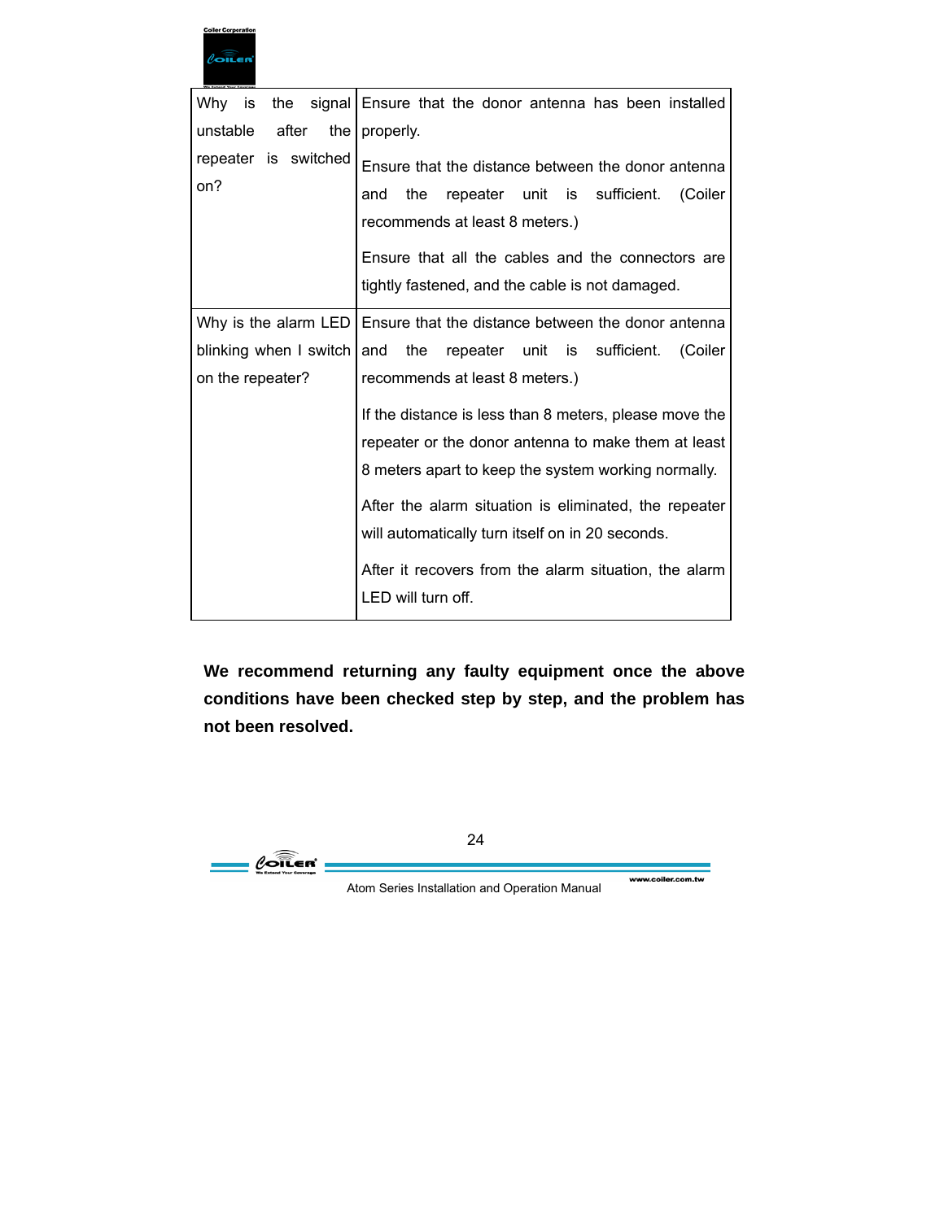| | |
|---|---|
| Why is the signal unstable after the repeater is switched on? | Ensure that the donor antenna has been installed properly.<br><br>Ensure that the distance between the donor antenna and the repeater unit is sufficient. (Coiler recommends at least 8 meters.)<br><br>Ensure that all the cables and the connectors are tightly fastened, and the cable is not damaged. |
| Why is the alarm LED blinking when I switch on the repeater? | Ensure that the distance between the donor antenna and the repeater unit is sufficient. (Coiler recommends at least 8 meters.)<br><br>If the distance is less than 8 meters, please move the repeater or the donor antenna to make them at least 8 meters apart to keep the system working normally.<br><br>After the alarm situation is eliminated, the repeater will automatically turn itself on in 20 seconds.<br><br>After it recovers from the alarm situation, the alarm LED will turn off. |

**We recommend returning any faulty equipment once the above conditions have been checked step by step, and the problem has not been resolved.**